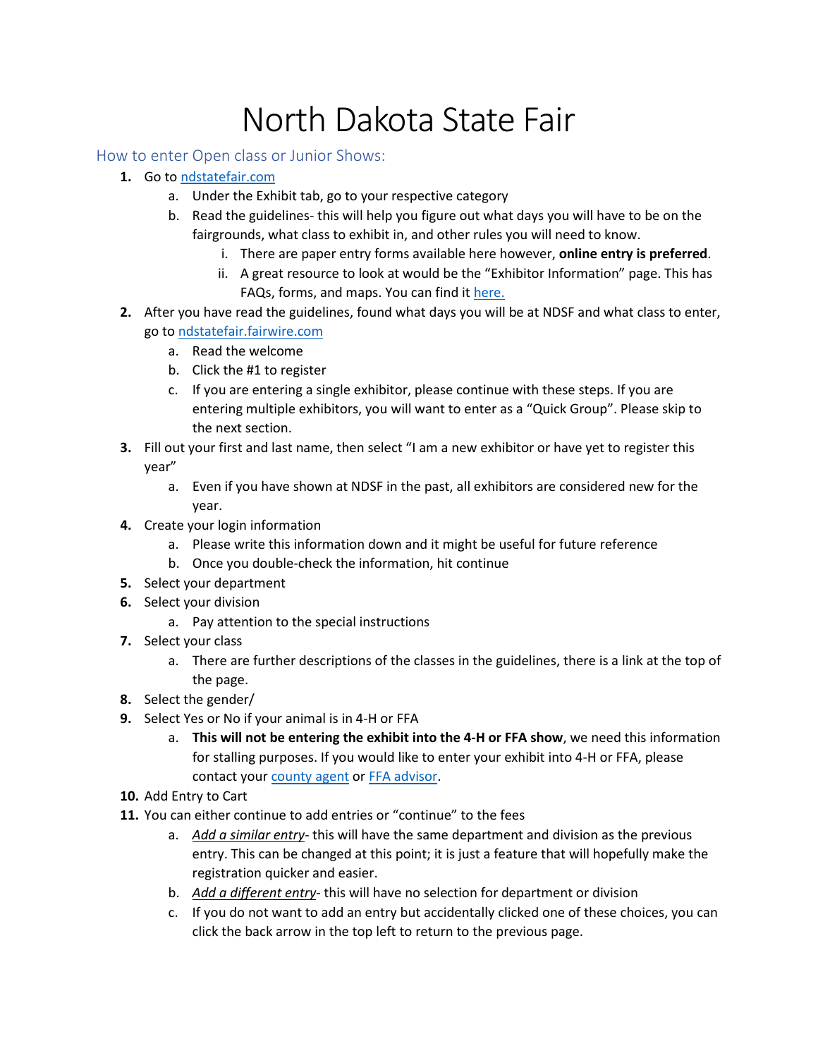# North Dakota State Fair

## How to enter Open class or Junior Shows:

1. Go to [ndstatefair.com](ndstatefair.com)
   a. Under the Exhibit tab, go to your respective category
   b. Read the guidelines- this will help you figure out what days you will have to be on the fairgrounds, what class to exhibit in, and other rules you will need to know.
      i. There are paper entry forms available here however, **online entry is preferred**.
      ii. A great resource to look at would be the "Exhibitor Information" page. This has FAQs, forms, and maps. You can find it [here.]()
2. After you have read the guidelines, found what days you will be at NDSF and what class to enter, go to [ndstatefair.fairwire.com](ndstatefair.fairwire.com)
   a. Read the welcome
   b. Click the #1 to register
   c. If you are entering a single exhibitor, please continue with these steps. If you are entering multiple exhibitors, you will want to enter as a "Quick Group". Please skip to the next section.
3. Fill out your first and last name, then select "I am a new exhibitor or have yet to register this year"
   a. Even if you have shown at NDSF in the past, all exhibitors are considered new for the year.
4. Create your login information
   a. Please write this information down and it might be useful for future reference
   b. Once you double-check the information, hit continue
5. Select your department
6. Select your division
   a. Pay attention to the special instructions
7. Select your class
   a. There are further descriptions of the classes in the guidelines, there is a link at the top of the page.
8. Select the gender/
9. Select Yes or No if your animal is in 4-H or FFA
   a. **This will not be entering the exhibit into the 4-H or FFA show**, we need this information for stalling purposes. If you would like to enter your exhibit into 4-H or FFA, please contact your [county agent]() or [FFA advisor]().
10. Add Entry to Cart
11. You can either continue to add entries or "continue" to the fees
    a. ***Add a similar entry***- this will have the same department and division as the previous entry. This can be changed at this point; it is just a feature that will hopefully make the registration quicker and easier.
    b. ***Add a different entry***- this will have no selection for department or division
    c. If you do not want to add an entry but accidentally clicked one of these choices, you can click the back arrow in the top left to return to the previous page.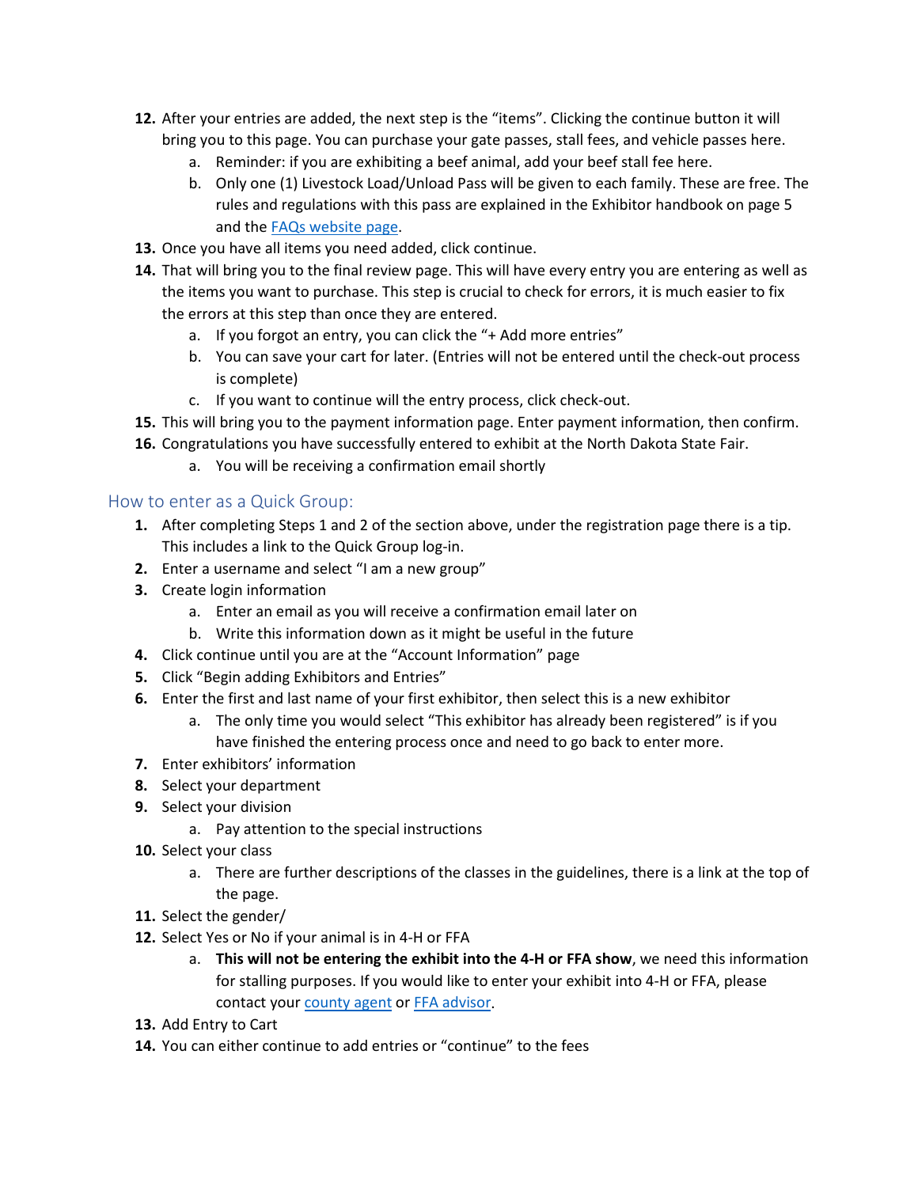12. After your entries are added, the next step is the "items". Clicking the continue button it will bring you to this page. You can purchase your gate passes, stall fees, and vehicle passes here.
    a. Reminder: if you are exhibiting a beef animal, add your beef stall fee here.
    b. Only one (1) Livestock Load/Unload Pass will be given to each family. These are free. The rules and regulations with this pass are explained in the Exhibitor handbook on page 5 and the [FAQs website page](#).
13. Once you have all items you need added, click continue.
14. That will bring you to the final review page. This will have every entry you are entering as well as the items you want to purchase. This step is crucial to check for errors, it is much easier to fix the errors at this step than once they are entered.
    a. If you forgot an entry, you can click the "+ Add more entries"
    b. You can save your cart for later. (Entries will not be entered until the check-out process is complete)
    c. If you want to continue will the entry process, click check-out.
15. This will bring you to the payment information page. Enter payment information, then confirm.
16. Congratulations you have successfully entered to exhibit at the North Dakota State Fair.
    a. You will be receiving a confirmation email shortly

## How to enter as a Quick Group:

1. After completing Steps 1 and 2 of the section above, under the registration page there is a tip. This includes a link to the Quick Group log-in.
2. Enter a username and select "I am a new group"
3. Create login information
    a. Enter an email as you will receive a confirmation email later on
    b. Write this information down as it might be useful in the future
4. Click continue until you are at the "Account Information" page
5. Click "Begin adding Exhibitors and Entries"
6. Enter the first and last name of your first exhibitor, then select this is a new exhibitor
    a. The only time you would select "This exhibitor has already been registered" is if you have finished the entering process once and need to go back to enter more.
7. Enter exhibitors' information
8. Select your department
9. Select your division
    a. Pay attention to the special instructions
10. Select your class
    a. There are further descriptions of the classes in the guidelines, there is a link at the top of the page.
11. Select the gender/
12. Select Yes or No if your animal is in 4-H or FFA
    a. **This will not be entering the exhibit into the 4-H or FFA show**, we need this information for stalling purposes. If you would like to enter your exhibit into 4-H or FFA, please contact your [county agent](#) or [FFA advisor](#).
13. Add Entry to Cart
14. You can either continue to add entries or "continue" to the fees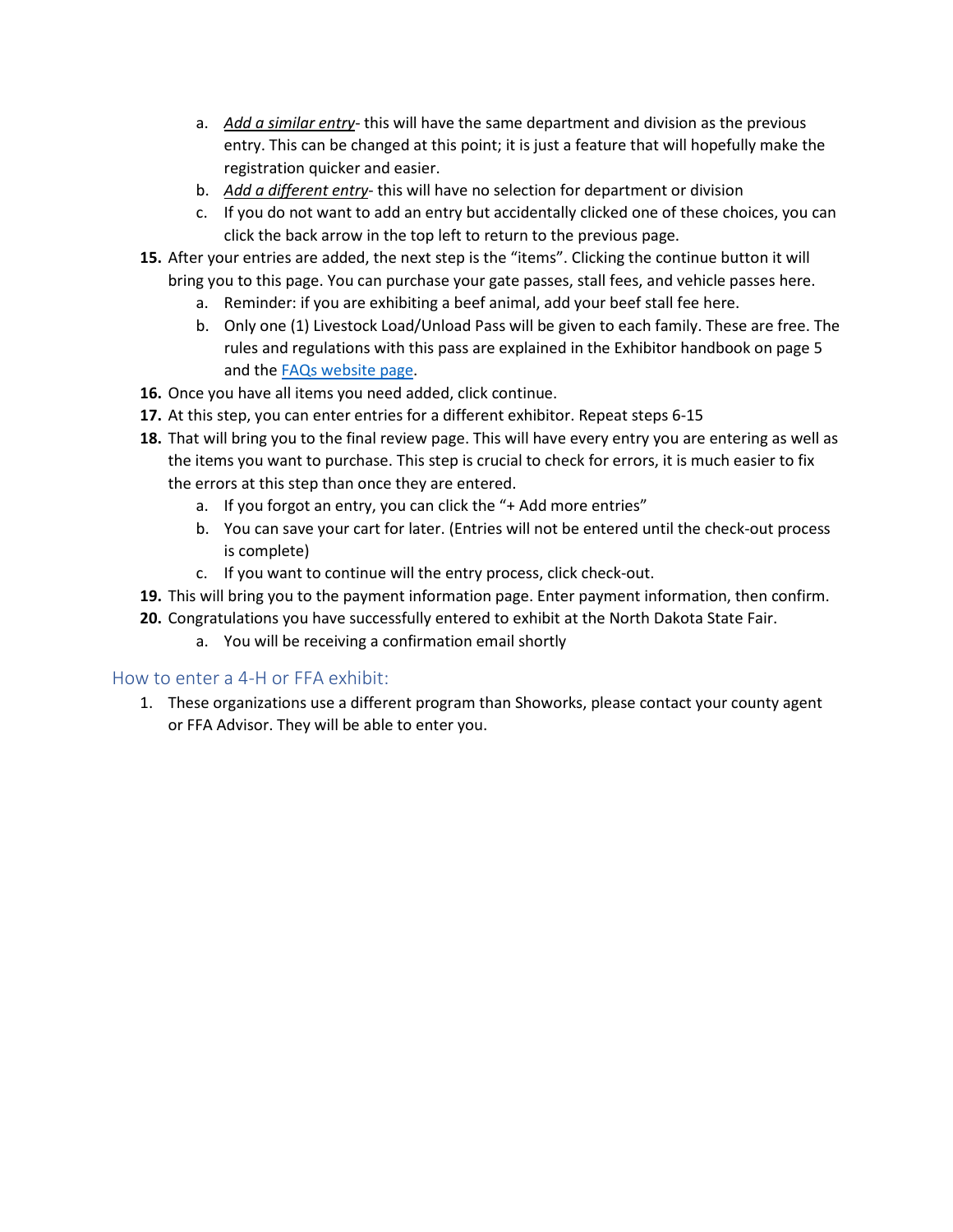a. *Add a similar entry*- this will have the same department and division as the previous entry. This can be changed at this point; it is just a feature that will hopefully make the registration quicker and easier.
   b. *Add a different entry*- this will have no selection for department or division
   c. If you do not want to add an entry but accidentally clicked one of these choices, you can click the back arrow in the top left to return to the previous page.

15. After your entries are added, the next step is the "items". Clicking the continue button it will bring you to this page. You can purchase your gate passes, stall fees, and vehicle passes here.
    a. Reminder: if you are exhibiting a beef animal, add your beef stall fee here.
    b. Only one (1) Livestock Load/Unload Pass will be given to each family. These are free. The rules and regulations with this pass are explained in the Exhibitor handbook on page 5 and the FAQs website page.
16. Once you have all items you need added, click continue.
17. At this step, you can enter entries for a different exhibitor. Repeat steps 6-15
18. That will bring you to the final review page. This will have every entry you are entering as well as the items you want to purchase. This step is crucial to check for errors, it is much easier to fix the errors at this step than once they are entered.
    a. If you forgot an entry, you can click the "+ Add more entries"
    b. You can save your cart for later. (Entries will not be entered until the check-out process is complete)
    c. If you want to continue will the entry process, click check-out.
19. This will bring you to the payment information page. Enter payment information, then confirm.
20. Congratulations you have successfully entered to exhibit at the North Dakota State Fair.
    a. You will be receiving a confirmation email shortly

## How to enter a 4-H or FFA exhibit:

1. These organizations use a different program than Showorks, please contact your county agent or FFA Advisor. They will be able to enter you.